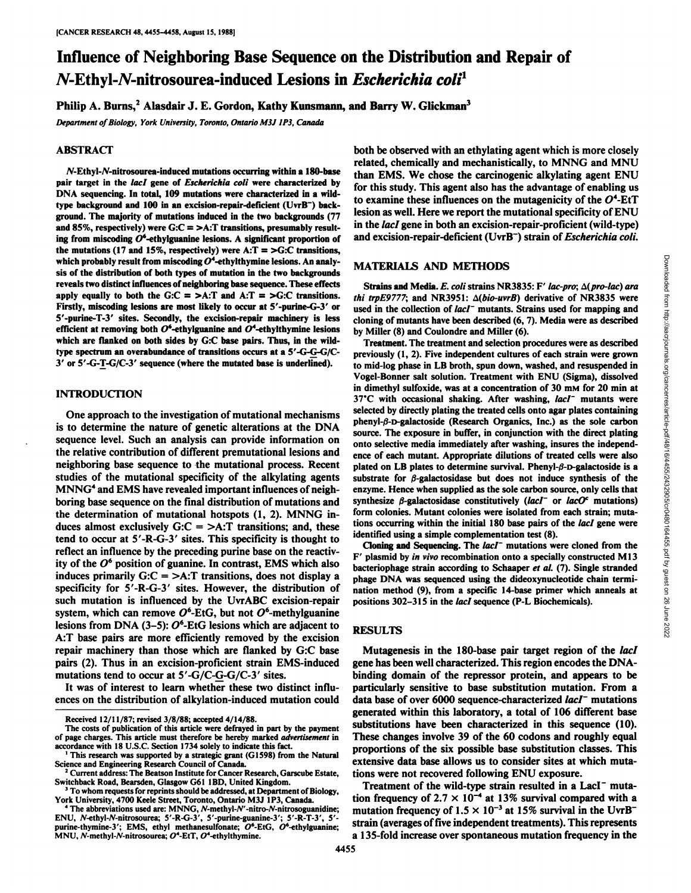# Influence of Neighboring Base Sequence on the Distribution and Repair of *N*-Ethyl-*N*-nitrosourea-induced Lesions in *Escherichia coli*[1]

Philip A. Burns,[2] Alasdair J. E. Gordon, Kathy Kunsmann, and Barry W. Glickman[3]

*Department of Biology, York University, Toronto, Ontario M3J 1P3, Canada*

## ABSTRACT

*N*-Ethyl-*N*-nitrosourea-induced mutations occurring within a 180-base pair target in the *lacI* gene of *Escherichia coli* were characterized by DNA sequencing. In total, 109 mutations were characterized in a wild-type background and 100 in an excision-repair-deficient (UvrB⁻) background. The majority of mutations induced in the two backgrounds (77 and 85%, respectively) were G:C = >A:T transitions, presumably resulting from miscoding $O^6$-ethylguanine lesions. A significant proportion of the mutations (17 and 15%, respectively) were A:T = >G:C transitions, which probably result from miscoding $O^4$-ethylthymine lesions. An analysis of the distribution of both types of mutation in the two backgrounds reveals two distinct influences of neighboring base sequence. These effects apply equally to both the G:C = >A:T and A:T = >G:C transitions. Firstly, miscoding lesions are most likely to occur at 5′-purine-G-3′ or 5′-purine-T-3′ sites. Secondly, the excision-repair machinery is less efficient at removing both $O^6$-ethylguanine and $O^4$-ethylthymine lesions which are flanked on both sides by G:C base pairs. Thus, in the wild-type spectrum an overabundance of transitions occurs at a 5′-G-G-G/C-3′ or 5′-G-T-G/C-3′ sequence (where the mutated base is underlined).

## INTRODUCTION

One approach to the investigation of mutational mechanisms is to determine the nature of genetic alterations at the DNA sequence level. Such an analysis can provide information on the relative contribution of different premutational lesions and neighboring base sequence to the mutational process. Recent studies of the mutational specificity of the alkylating agents MNNG[4] and EMS have revealed important influences of neighboring base sequence on the final distribution of mutations and the determination of mutational hotspots (1, 2). MNNG induces almost exclusively G:C = >A:T transitions; and, these tend to occur at 5′-R-G-3′ sites. This specificity is thought to reflect an influence by the preceding purine base on the reactivity of the $O^6$ position of guanine. In contrast, EMS which also induces primarily G:C = >A:T transitions, does not display a specificity for 5′-R-G-3′ sites. However, the distribution of such mutation is influenced by the UvrABC excision-repair system, which can remove $O^6$-EtG, but not $O^6$-methylguanine lesions from DNA (3–5): $O^6$-EtG lesions which are adjacent to A:T base pairs are more efficiently removed by the excision repair machinery than those which are flanked by G:C base pairs (2). Thus in an excision-proficient strain EMS-induced mutations tend to occur at 5′-G/C-G-G/C-3′ sites.

It was of interest to learn whether these two distinct influences on the distribution of alkylation-induced mutation could both be observed with an ethylating agent which is more closely related, chemically and mechanistically, to MNNG and MNU than EMS. We chose the carcinogenic alkylating agent ENU for this study. This agent also has the advantage of enabling us to examine these influences on the mutagenicity of the $O^4$-EtT lesion as well. Here we report the mutational specificity of ENU in the *lacI* gene in both an excision-repair-proficient (wild-type) and excision-repair-deficient (UvrB⁻) strain of *Escherichia coli*.

## MATERIALS AND METHODS

**Strains and Media.** *E. coli* strains NR3835: F′ *lac-pro*; Δ(*pro-lac*) *ara thi trpE9777*; and NR3951: Δ(*bio-uvrB*) derivative of NR3835 were used in the collection of *lacI⁻* mutants. Strains used for mapping and cloning of mutants have been described (6, 7). Media were as described by Miller (8) and Coulondre and Miller (6).

**Treatment.** The treatment and selection procedures were as described previously (1, 2). Five independent cultures of each strain were grown to mid-log phase in LB broth, spun down, washed, and resuspended in Vogel-Bonner salt solution. Treatment with ENU (Sigma), dissolved in dimethyl sulfoxide, was at a concentration of 30 mM for 20 min at 37°C with occasional shaking. After washing, *lacI⁻* mutants were selected by directly plating the treated cells onto agar plates containing phenyl-β-D-galactoside (Research Organics, Inc.) as the sole carbon source. The exposure in buffer, in conjunction with the direct plating onto selective media immediately after washing, insures the independence of each mutant. Appropriate dilutions of treated cells were also plated on LB plates to determine survival. Phenyl-β-D-galactoside is a substrate for β-galactosidase but does not induce synthesis of the enzyme. Hence when supplied as the sole carbon source, only cells that synthesize β-galactosidase constitutively (*lacI⁻* or *lacO^c* mutations) form colonies. Mutant colonies were isolated from each strain; mutations occurring within the initial 180 base pairs of the *lacI* gene were identified using a simple complementation test (8).

**Cloning and Sequencing.** The *lacI⁻* mutations were cloned from the F′ plasmid by *in vivo* recombination onto a specially constructed M13 bacteriophage strain according to Schaaper *et al.* (7). Single stranded phage DNA was sequenced using the dideoxynucleotide chain termination method (9), from a specific 14-base primer which anneals at positions 302–315 in the *lacI* sequence (P-L Biochemicals).

## RESULTS

Mutagenesis in the 180-base pair target region of the *lacI* gene has been well characterized. This region encodes the DNA-binding domain of the repressor protein, and appears to be particularly sensitive to base substitution mutation. From a data base of over 6000 sequence-characterized *lacI⁻* mutations generated within this laboratory, a total of 106 different base substitutions have been characterized in this sequence (10). These changes involve 39 of the 60 codons and roughly equal proportions of the six possible base substitution classes. This extensive data base allows us to consider sites at which mutations were not recovered following ENU exposure.

Treatment of the wild-type strain resulted in a LacI⁻ mutation frequency of $2.7 \times 10^{-4}$ at 13% survival compared with a mutation frequency of $1.5 \times 10^{-3}$ at 15% survival in the UvrB⁻ strain (averages of five independent treatments). This represents a 135-fold increase over spontaneous mutation frequency in the

---

Received 12/11/87; revised 3/8/88; accepted 4/14/88.

The costs of publication of this article were defrayed in part by the payment of page charges. This article must therefore be hereby marked *advertisement* in accordance with 18 U.S.C. Section 1734 solely to indicate this fact.

[1] This research was supported by a strategic grant (G1598) from the Natural Science and Engineering Research Council of Canada.

[2] Current address: The Beatson Institute for Cancer Research, Garscube Estate, Switchback Road, Bearsden, Glasgow G61 1BD, United Kingdom.

[3] To whom requests for reprints should be addressed, at Department of Biology, York University, 4700 Keele Street, Toronto, Ontario M3J 1P3, Canada.

[4] The abbreviations used are: MNNG, *N*-methyl-*N′*-nitro-*N*-nitrosoguanidine; ENU, *N*-ethyl-*N*-nitrosourea; 5′-R-G-3′, 5′-purine-guanine-3′; 5′-R-T-3′, 5′-purine-thymine-3′; EMS, ethyl methanesulfonate; $O^6$-EtG, $O^6$-ethylguanine; MNU, *N*-methyl-*N*-nitrosourea; $O^4$-EtT, $O^4$-ethylthymine.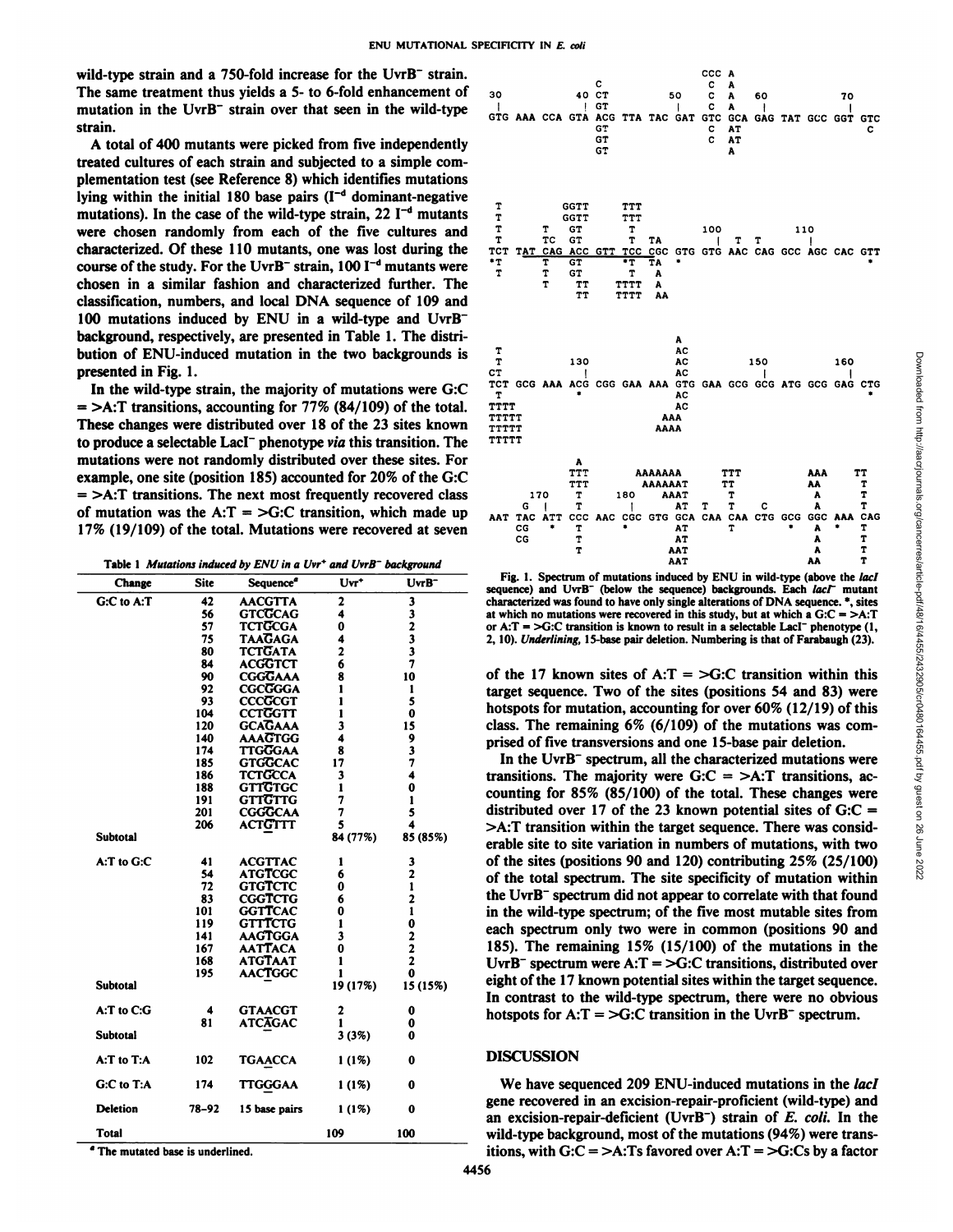wild-type strain and a 750-fold increase for the UvrB⁻ strain. The same treatment thus yields a 5- to 6-fold enhancement of mutation in the UvrB⁻ strain over that seen in the wild-type strain.

A total of 400 mutants were picked from five independently treated cultures of each strain and subjected to a simple complementation test (see Reference 8) which identifies mutations lying within the initial 180 base pairs ($I^{-d}$ dominant-negative mutations). In the case of the wild-type strain, 22 $I^{-d}$ mutants were chosen randomly from each of the five cultures and characterized. Of these 110 mutants, one was lost during the course of the study. For the UvrB⁻ strain, 100 $I^{-d}$ mutants were chosen in a similar fashion and characterized further. The classification, numbers, and local DNA sequence of 109 and 100 mutations induced by ENU in a wild-type and UvrB⁻ background, respectively, are presented in Table 1. The distribution of ENU-induced mutation in the two backgrounds is presented in Fig. 1.

In the wild-type strain, the majority of mutations were G:C => A:T transitions, accounting for 77% (84/109) of the total. These changes were distributed over 18 of the 23 sites known to produce a selectable LacI⁻ phenotype *via* this transition. The mutations were not randomly distributed over these sites. For example, one site (position 185) accounted for 20% of the G:C => A:T transitions. The next most frequently recovered class of mutation was the A:T => G:C transition, which made up 17% (19/109) of the total. Mutations were recovered at seven of the 17 known sites of A:T => G:C transition within this target sequence. Two of the sites (positions 54 and 83) were hotspots for mutation, accounting for over 60% (12/19) of this class. The remaining 6% (6/109) of the mutations was comprised of five transversions and one 15-base pair deletion.

In the UvrB⁻ spectrum, all the characterized mutations were transitions. The majority were G:C => A:T transitions, accounting for 85% (85/100) of the total. These changes were distributed over 17 of the 23 known potential sites of G:C => A:T transition within the target sequence. There was considerable site to site variation in numbers of mutations, with two of the sites (positions 90 and 120) contributing 25% (25/100) of the total spectrum. The site specificity of mutation within the UvrB⁻ spectrum did not appear to correlate with that found in the wild-type spectrum; of the five most mutable sites from each spectrum only two were in common (positions 90 and 185). The remaining 15% (15/100) of the mutations in the UvrB⁻ spectrum were A:T => G:C transitions, distributed over eight of the 17 known potential sites within the target sequence. In contrast to the wild-type spectrum, there were no obvious hotspots for A:T => G:C transition in the UvrB⁻ spectrum.

Table 1 *Mutations induced by ENU in a Uvr⁺ and UvrB⁻ background*

| Change | Site | Sequence[a] | Uvr⁺ | UvrB⁻ |
|---|---|---|---|---|
| G:C to A:T | 42 | AACGTTA | 2 | 3 |
| | 56 | GTCGCAG | 4 | 3 |
| | 57 | TCTGCGA | 0 | 2 |
| | 75 | TAAGAGA | 4 | 3 |
| | 80 | TCTGATA | 2 | 3 |
| | 84 | ACGGTCT | 6 | 7 |
| | 90 | CGGGAAA | 8 | 10 |
| | 92 | CGCGGGA | 1 | 1 |
| | 93 | CCCGCGT | 1 | 5 |
| | 104 | CCTGGTT | 1 | 0 |
| | 120 | GCAGAAA | 3 | 15 |
| | 140 | AAAGTGG | 4 | 9 |
| | 174 | TTGGGAA | 8 | 3 |
| | 185 | GTGGCAC | 17 | 7 |
| | 186 | TCTGCCA | 3 | 4 |
| | 188 | GTTGTGC | 1 | 0 |
| | 191 | GTTGTTG | 7 | 1 |
| | 201 | CGGGCAA | 7 | 5 |
| | 206 | ACTGTTT | 5 | 4 |
| Subtotal | | | 84 (77%) | 85 (85%) |
| A:T to G:C | 41 | ACGTTAC | 1 | 3 |
| | 54 | ATGTCGC | 6 | 2 |
| | 72 | GTGTCTC | 0 | 1 |
| | 83 | CGGTCTG | 6 | 2 |
| | 101 | GGTTCAC | 0 | 1 |
| | 119 | GTTTCTG | 1 | 0 |
| | 141 | AAGTGGA | 3 | 2 |
| | 167 | AATTACA | 0 | 2 |
| | 168 | ATGTAAT | 1 | 2 |
| | 195 | AACTGGC | 1 | 0 |
| Subtotal | | | 19 (17%) | 15 (15%) |
| A:T to C:G | 4 | GTAACGT | 2 | 0 |
| | 81 | ATCAGAC | 1 | 0 |
| Subtotal | | | 3 (3%) | 0 |
| A:T to T:A | 102 | TGAACCA | 1 (1%) | 0 |
| G:C to T:A | 174 | TTGGGAA | 1 (1%) | 0 |
| Deletion | 78–92 | 15 base pairs | 1 (1%) | 0 |
| Total | | | 109 | 100 |

[a] The mutated base is underlined.

Fig. 1. Spectrum of mutations induced by ENU in wild-type (above the *lacI* sequence) and UvrB⁻ (below the sequence) backgrounds. Each *lacI*⁻ mutant characterized was found to have only single alterations of DNA sequence. *, sites at which no mutations were recovered in this study, but at which a G:C => A:T or A:T => G:C transition is known to result in a selectable LacI⁻ phenotype (1, 2, 10). *Underlining*, 15-base pair deletion. Numbering is that of Farabaugh (23).

## DISCUSSION

We have sequenced 209 ENU-induced mutations in the *lacI* gene recovered in an excision-repair-proficient (wild-type) and an excision-repair-deficient (UvrB⁻) strain of *E. coli*. In the wild-type background, most of the mutations (94%) were transitions, with G:C => A:Ts favored over A:T => G:Cs by a factor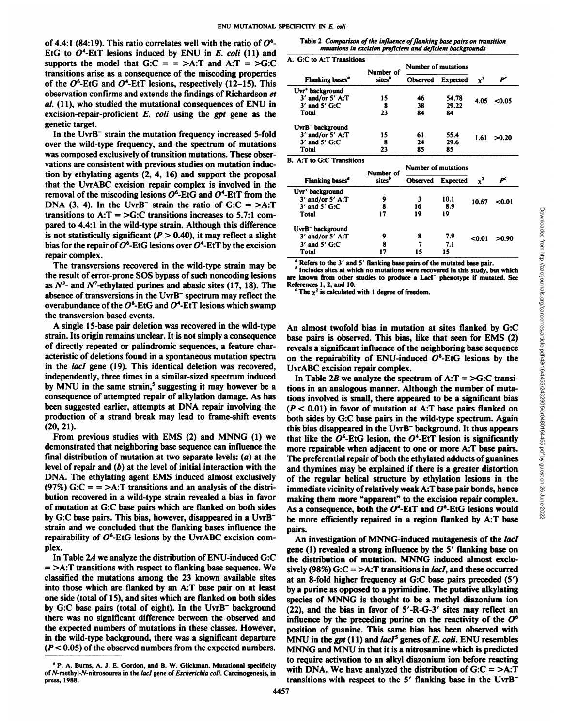of 4.4:1 (84:19). This ratio correlates well with the ratio of $O^6$-EtG to $O^4$-EtT lesions induced by ENU in *E. coli* (11) and supports the model that G:C = = >A:T and A:T = >G:C transitions arise as a consequence of the miscoding properties of the $O^6$-EtG and $O^4$-EtT lesions, respectively (12–15). This observation confirms and extends the findings of Richardson *et al.* (11), who studied the mutational consequences of ENU in excision-repair-proficient *E. coli* using the *gpt* gene as the genetic target.

In the UvrB⁻ strain the mutation frequency increased 5-fold over the wild-type frequency, and the spectrum of mutations was composed exclusively of transition mutations. These observations are consistent with previous studies on mutation induction by ethylating agents (2, 4, 16) and support the proposal that the UvrABC excision repair complex is involved in the removal of the miscoding lesions $O^6$-EtG and $O^4$-EtT from the DNA (3, 4). In the UvrB⁻ strain the ratio of G:C = >A:T transitions to A:T = >G:C transitions increases to 5.7:1 compared to 4.4:1 in the wild-type strain. Although this difference is not statistically significant ($P > 0.40$), it may reflect a slight bias for the repair of $O^6$-EtG lesions over $O^4$-EtT by the excision repair complex.

The transversions recovered in the wild-type strain may be the result of error-prone SOS bypass of such noncoding lesions as $N^3$- and $N^7$-ethylated purines and abasic sites (17, 18). The absence of transversions in the UvrB⁻ spectrum may reflect the overabundance of the $O^6$-EtG and $O^4$-EtT lesions which swamp the transversion based events.

A single 15-base pair deletion was recovered in the wild-type strain. Its origin remains unclear. It is not simply a consequence of directly repeated or palindromic sequences, a feature characteristic of deletions found in a spontaneous mutation spectra in the *lacI* gene (19). This identical deletion was recovered, independently, three times in a similar-sized spectrum induced by MNU in the same strain,[5] suggesting it may however be a consequence of attempted repair of alkylation damage. As has been suggested earlier, attempts at DNA repair involving the production of a strand break may lead to frame-shift events (20, 21).

From previous studies with EMS (2) and MNNG (1) we demonstrated that neighboring base sequence can influence the final distribution of mutation at two separate levels: (*a*) at the level of repair and (*b*) at the level of initial interaction with the DNA. The ethylating agent EMS induced almost exclusively (97%) G:C = = >A:T transitions and an analysis of the distribution recovered in a wild-type strain revealed a bias in favor of mutation at G:C base pairs which are flanked on both sides by G:C base pairs. This bias, however, disappeared in a UvrB⁻ strain and we concluded that the flanking bases influence the repairability of $O^6$-EtG lesions by the UvrABC excision complex.

In Table 2*A* we analyze the distribution of ENU-induced G:C = >A:T transitions with respect to flanking base sequence. We classified the mutations among the 23 known available sites into those which are flanked by an A:T base pair on at least one side (total of 15), and sites which are flanked on both sides by G:C base pairs (total of eight). In the UvrB⁻ background there was no significant difference between the observed and the expected numbers of mutations in these classes. However, in the wild-type background, there was a significant departure ($P < 0.05$) of the observed numbers from the expected numbers.

[5] P. A. Burns, A. J. E. Gordon, and B. W. Glickman. Mutational specificity of *N*-methyl-*N*-nitrosourea in the *lacI* gene of *Escherichia coli*. Carcinogenesis, in press, 1988.

Table 2 *Comparison of the influence of flanking base pairs on transition mutations in excision proficient and deficient backgrounds*

**A. G:C to A:T Transitions**

| Flanking bases[a] | Number of sites[b] | Number of mutations: Observed | Expected | $\chi^2$ | $P$[c] |
|---|---|---|---|---|---|
| Uvr⁺ background | | | | | |
| 3′ and/or 5′ A:T | 15 | 46 | 54.78 | 4.05 | <0.05 |
| 3′ and 5′ G:C | 8 | 38 | 29.22 | | |
| Total | 23 | 84 | 84 | | |
| UvrB⁻ background | | | | | |
| 3′ and/or 5′ A:T | 15 | 61 | 55.4 | 1.61 | >0.20 |
| 3′ and 5′ G:C | 8 | 24 | 29.6 | | |
| Total | 23 | 85 | 85 | | |

**B. A:T to G:C Transitions**

| Flanking bases[a] | Number of sites[b] | Number of mutations: Observed | Expected | $\chi^2$ | $P$[c] |
|---|---|---|---|---|---|
| Uvr⁺ background | | | | | |
| 3′ and/or 5′ A:T | 9 | 3 | 10.1 | 10.67 | <0.01 |
| 3′ and 5′ G:C | 8 | 16 | 8.9 | | |
| Total | 17 | 19 | 19 | | |
| UvrB⁻ background | | | | | |
| 3′ and/or 5′ A:T | 9 | 8 | 7.9 | <0.01 | >0.90 |
| 3′ and 5′ G:C | 8 | 7 | 7.1 | | |
| Total | 17 | 15 | 15 | | |

[a] Refers to the 3′ and 5′ flanking base pairs of the mutated base pair.
[b] Includes sites at which no mutations were recovered in this study, but which are known from other studies to produce a LacI⁻ phenotype if mutated. See References 1, 2, and 10.
[c] The $\chi^2$ is calculated with 1 degree of freedom.

An almost twofold bias in mutation at sites flanked by G:C base pairs is observed. This bias, like that seen for EMS (2) reveals a significant influence of the neighboring base sequence on the repairability of ENU-induced $O^6$-EtG lesions by the UvrABC excision repair complex.

In Table 2*B* we analyze the spectrum of A:T = >G:C transitions in an analogous manner. Although the number of mutations involved is small, there appeared to be a significant bias ($P < 0.01$) in favor of mutation at A:T base pairs flanked on both sides by G:C base pairs in the wild-type spectrum. Again this bias disappeared in the UvrB⁻ background. It thus appears that like the $O^6$-EtG lesion, the $O^4$-EtT lesion is significantly more repairable when adjacent to one or more A:T base pairs. The preferential repair of both the ethylated adducts of guanines and thymines may be explained if there is a greater distortion of the regular helical structure by ethylation lesions in the immediate vicinity of relatively weak A:T base pair bonds, hence making them more "apparent" to the excision repair complex. As a consequence, both the $O^4$-EtT and $O^6$-EtG lesions would be more efficiently repaired in a region flanked by A:T base pairs.

An investigation of MNNG-induced mutagenesis of the *lacI* gene (1) revealed a strong influence by the 5′ flanking base on the distribution of mutation. MNNG induced almost exclusively (98%) G:C = >A:T transitions in *lacI*, and these occurred at an 8-fold higher frequency at G:C base pairs preceded (5′) by a purine as opposed to a pyrimidine. The putative alkylating species of MNNG is thought to be a methyl diazonium ion (22), and the bias in favor of 5′-R-G-3′ sites may reflect an influence by the preceding purine on the reactivity of the $O^6$ position of guanine. This same bias has been observed with MNU in the *gpt* (11) and *lacI*[s] genes of *E. coli*. ENU resembles MNNG and MNU in that it is a nitrosamine which is predicted to require activation to an alkyl diazonium ion before reacting with DNA. We have analyzed the distribution of G:C = >A:T transitions with respect to the 5′ flanking base in the UvrB⁻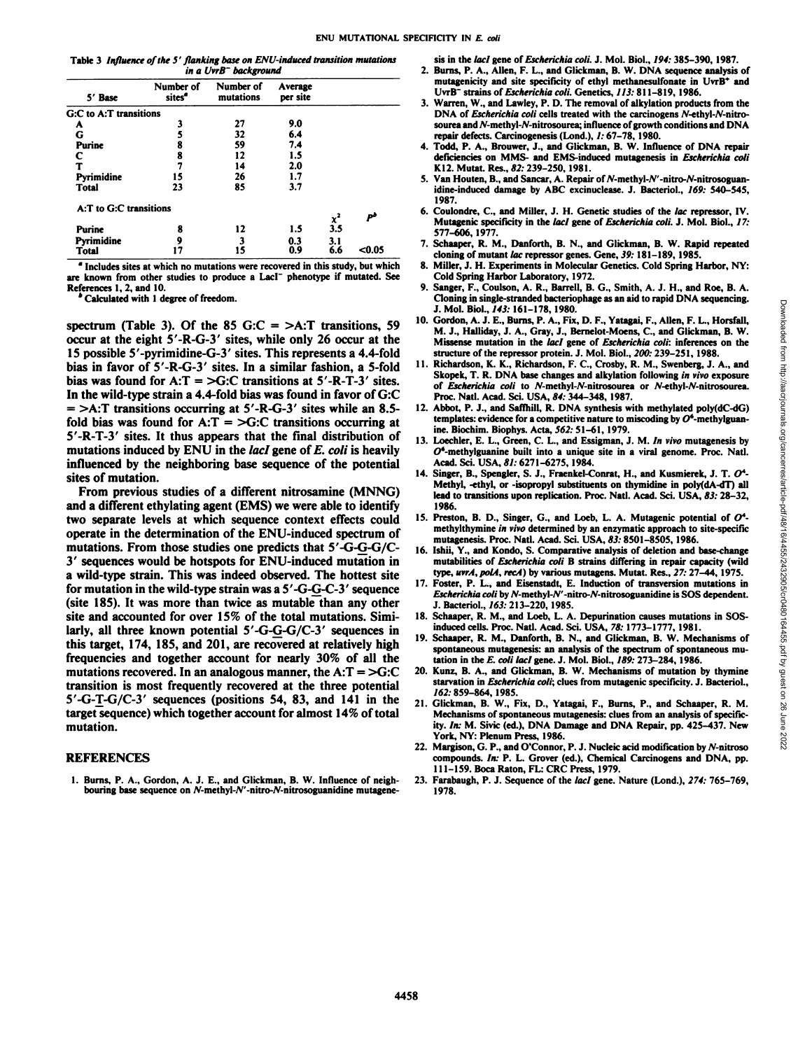Table 3 *Influence of the 5′ flanking base on ENU-induced transition mutations in a UvrB⁻ background*

| 5′ Base | Number of sites[a] | Number of mutations | Average per site | $\chi^2$ | $P^b$ |
|---|---|---|---|---|---|
| G:C to A:T transitions | | | | | |
| A | 3 | 27 | 9.0 | | |
| G | 5 | 32 | 6.4 | | |
| Purine | 8 | 59 | 7.4 | | |
| C | 8 | 12 | 1.5 | | |
| T | 7 | 14 | 2.0 | | |
| Pyrimidine | 15 | 26 | 1.7 | | |
| Total | 23 | 85 | 3.7 | | |
| A:T to G:C transitions | | | | | |
| Purine | 8 | 12 | 1.5 | 3.5 | |
| Pyrimidine | 9 | 3 | 0.3 | 3.1 | |
| Total | 17 | 15 | 0.9 | 6.6 | <0.05 |

[a] Includes sites at which no mutations were recovered in this study, but which are known from other studies to produce a LacI⁻ phenotype if mutated. See References 1, 2, and 10.

[b] Calculated with 1 degree of freedom.

spectrum (Table 3). Of the 85 G:C = >A:T transitions, 59 occur at the eight 5′-R-G-3′ sites, while only 26 occur at the 15 possible 5′-pyrimidine-G-3′ sites. This represents a 4.4-fold bias in favor of 5′-R-G-3′ sites. In a similar fashion, a 5-fold bias was found for A:T = >G:C transitions at 5′-R-T-3′ sites. In the wild-type strain a 4.4-fold bias was found in favor of G:C = >A:T transitions occurring at 5′-R-G-3′ sites while an 8.5-fold bias was found for A:T = >G:C transitions occurring at 5′-R-T-3′ sites. It thus appears that the final distribution of mutations induced by ENU in the *lacI* gene of *E. coli* is heavily influenced by the neighboring base sequence of the potential sites of mutation.

From previous studies of a different nitrosamine (MNNG) and a different ethylating agent (EMS) we were able to identify two separate levels at which sequence context effects could operate in the determination of the ENU-induced spectrum of mutations. From those studies one predicts that 5′-G-G-G/C-3′ sequences would be hotspots for ENU-induced mutation in a wild-type strain. This was indeed observed. The hottest site for mutation in the wild-type strain was a 5′-G-G-C-3′ sequence (site 185). It was more than twice as mutable than any other site and accounted for over 15% of the total mutations. Similarly, all three known potential 5′-G-G-G/C-3′ sequences in this target, 174, 185, and 201, are recovered at relatively high frequencies and together account for nearly 30% of all the mutations recovered. In an analogous manner, the A:T = >G:C transition is most frequently recovered at the three potential 5′-G-T-G/C-3′ sequences (positions 54, 83, and 141 in the target sequence) which together account for almost 14% of total mutation.

## REFERENCES

1. Burns, P. A., Gordon, A. J. E., and Glickman, B. W. Influence of neighbouring base sequence on *N*-methyl-*N*′-nitro-*N*-nitrosoguanidine mutagenesis in the *lacI* gene of *Escherichia coli*. J. Mol. Biol., *194:* 385–390, 1987.
2. Burns, P. A., Allen, F. L., and Glickman, B. W. DNA sequence analysis of mutagenicity and site specificity of ethyl methanesulfonate in UvrB⁺ and UvrB⁻ strains of *Escherichia coli*. Genetics, *113:* 811–819, 1986.
3. Warren, W., and Lawley, P. D. The removal of alkylation products from the DNA of *Escherichia coli* cells treated with the carcinogens *N*-ethyl-*N*-nitrosourea and *N*-methyl-*N*-nitrosourea; influence of growth conditions and DNA repair defects. Carcinogenesis (Lond.), *1:* 67–78, 1980.
4. Todd, P. A., Brouwer, J., and Glickman, B. W. Influence of DNA repair deficiencies on MMS- and EMS-induced mutagenesis in *Escherichia coli* K12. Mutat. Res., *82:* 239–250, 1981.
5. Van Houten, B., and Sancar, A. Repair of *N*-methyl-*N*′-nitro-*N*-nitrosoguanidine-induced damage by ABC excinuclease. J. Bacteriol., *169:* 540–545, 1987.
6. Coulondre, C., and Miller, J. H. Genetic studies of the *lac* repressor, IV. Mutagenic specificity in the *lacI* gene of *Escherichia coli*. J. Mol. Biol., *17:* 577–606, 1977.
7. Schaaper, R. M., Danforth, B. N., and Glickman, B. W. Rapid repeated cloning of mutant *lac* repressor genes. Gene, *39:* 181–189, 1985.
8. Miller, J. H. Experiments in Molecular Genetics. Cold Spring Harbor, NY: Cold Spring Harbor Laboratory, 1972.
9. Sanger, F., Coulson, A. R., Barrell, B. G., Smith, A. J. H., and Roe, B. A. Cloning in single-stranded bacteriophage as an aid to rapid DNA sequencing. J. Mol. Biol., *143:* 161–178, 1980.
10. Gordon, A. J. E., Burns, P. A., Fix, D. F., Yatagai, F., Allen, F. L., Horsfall, M. J., Halliday, J. A., Gray, J., Bernelot-Moens, C., and Glickman, B. W. Missense mutation in the *lacI* gene of *Escherichia coli*: inferences on the structure of the repressor protein. J. Mol. Biol., *200:* 239–251, 1988.
11. Richardson, K. K., Richardson, F. C., Crosby, R. M., Swenberg, J. A., and Skopek, T. R. DNA base changes and alkylation following *in vivo* exposure of *Escherichia coli* to *N*-methyl-*N*-nitrosourea or *N*-ethyl-*N*-nitrosourea. Proc. Natl. Acad. Sci. USA, *84:* 344–348, 1987.
12. Abbot, P. J., and Saffhill, R. DNA synthesis with methylated poly(dC-dG) templates: evidence for a competitive nature to miscoding by $O^6$-methylguanine. Biochim. Biophys. Acta, *562:* 51–61, 1979.
13. Loechler, E. L., Green, C. L., and Essigman, J. M. *In vivo* mutagenesis by $O^6$-methylguanine built into a unique site in a viral genome. Proc. Natl. Acad. Sci. USA, *81:* 6271–6275, 1984.
14. Singer, B., Spengler, S. J., Fraenkel-Conrat, H., and Kusmierek, J. T. $O^4$-Methyl, -ethyl, or -isopropyl substituents on thymidine in poly(dA-dT) all lead to transitions upon replication. Proc. Natl. Acad. Sci. USA, *83:* 28–32, 1986.
15. Preston, B. D., Singer, G., and Loeb, L. A. Mutagenic potential of $O^4$-methylthymine *in vivo* determined by an enzymatic approach to site-specific mutagenesis. Proc. Natl. Acad. Sci. USA, *83:* 8501–8505, 1986.
16. Ishii, Y., and Kondo, S. Comparative analysis of deletion and base-change mutabilities of *Escherichia coli* B strains differing in repair capacity (wild type, *uvrA*, *polA*, *recA*) by various mutagens. Mutat. Res., *27:* 27–44, 1975.
17. Foster, P. L., and Eisenstadt, E. Induction of transversion mutations in *Escherichia coli* by *N*-methyl-*N*′-nitro-*N*-nitrosoguanidine is SOS dependent. J. Bacteriol., *163:* 213–220, 1985.
18. Schaaper, R. M., and Loeb, L. A. Depurination causes mutations in SOS-induced cells. Proc. Natl. Acad. Sci. USA, *78:* 1773–1777, 1981.
19. Schaaper, R. M., Danforth, B. N., and Glickman, B. W. Mechanisms of spontaneous mutagenesis: an analysis of the spectrum of spontaneous mutation in the *E. coli lacI* gene. J. Mol. Biol., *189:* 273–284, 1986.
20. Kunz, B. A., and Glickman, B. W. Mechanisms of mutation by thymine starvation in *Escherichia coli*; clues from mutagenic specificity. J. Bacteriol., *162:* 859–864, 1985.
21. Glickman, B. W., Fix, D., Yatagai, F., Burns, P., and Schaaper, R. M. Mechanisms of spontaneous mutagenesis: clues from an analysis of specificity. *In:* M. Sivic (ed.), DNA Damage and DNA Repair, pp. 425–437. New York, NY: Plenum Press, 1986.
22. Margison, G. P., and O'Connor, P. J. Nucleic acid modification by *N*-nitroso compounds. *In:* P. L. Grover (ed.), Chemical Carcinogens and DNA, pp. 111–159. Boca Raton, FL: CRC Press, 1979.
23. Farabaugh, P. J. Sequence of the *lacI* gene. Nature (Lond.), *274:* 765–769, 1978.